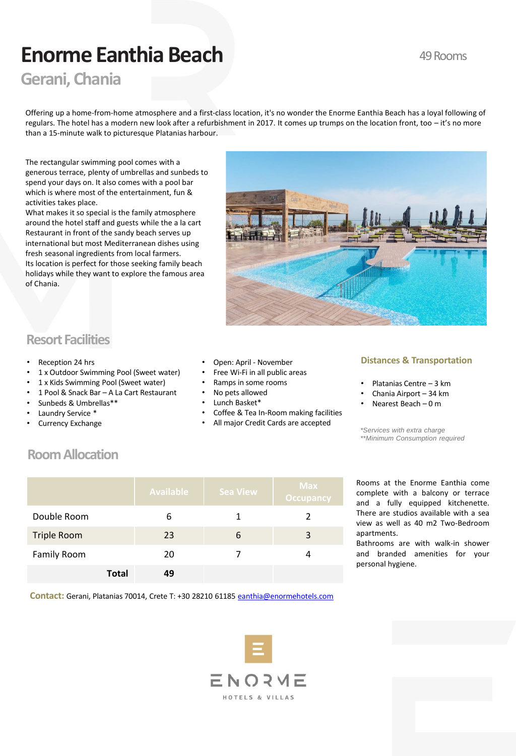# Enorme Eanthia Beach

## Gerani, Chania

49 Rooms

Offering up a home-from-home atmosphere and a first-class location, it's no wonder the Enorme Eanthia Beach has a loyal following of regulars. The hotel has a modern new look after a refurbishment in 2017. It comes up trumps on the location front, too – it's no more than a 15-minute walk to picturesque Platanias harbour.

The rectangular swimming pool comes with a generous terrace, plenty of umbrellas and sunbeds to spend your days on. It also comes with a pool bar which is where most of the entertainment, fun & activities takes place.
What makes it so special is the family atmosphere around the hotel staff and guests while the a la cart Restaurant in front of the sandy beach serves up international but most Mediterranean dishes using fresh seasonal ingredients from local farmers.
Its location is perfect for those seeking family beach holidays while they want to explore the famous area of Chania.

## Resort Facilities

- Reception 24 hrs
- 1 x Outdoor Swimming Pool (Sweet water)
- 1 x Kids Swimming Pool (Sweet water)
- 1 Pool & Snack Bar – A La Cart Restaurant
- Sunbeds & Umbrellas**
- Laundry Service *
- Currency Exchange
- Open: April - November
- Free Wi-Fi in all public areas
- Ramps in some rooms
- No pets allowed
- Lunch Basket*
- Coffee & Tea In-Room making facilities
- All major Credit Cards are accepted

### Distances & Transportation

- Platanias Centre – 3 km
- Chania Airport – 34 km
- Nearest Beach – 0 m

*\*Services with extra charge*
*\*\*Minimum Consumption required*

## Room Allocation

| | Available | Sea View | Max Occupancy |
|---|---|---|---|
| Double Room | 6 | 1 | 2 |
| Triple Room | 23 | 6 | 3 |
| Family Room | 20 | 7 | 4 |
| **Total** | **49** | | |

Rooms at the Enorme Eanthia come complete with a balcony or terrace and a fully equipped kitchenette. There are studios available with a sea view as well as 40 m2 Two-Bedroom apartments.
Bathrooms are with walk-in shower and branded amenities for your personal hygiene.

**Contact:** Gerani, Platanias 70014, Crete T: +30 28210 61185 eanthia@enormehotels.com

ENORME
HOTELS & VILLAS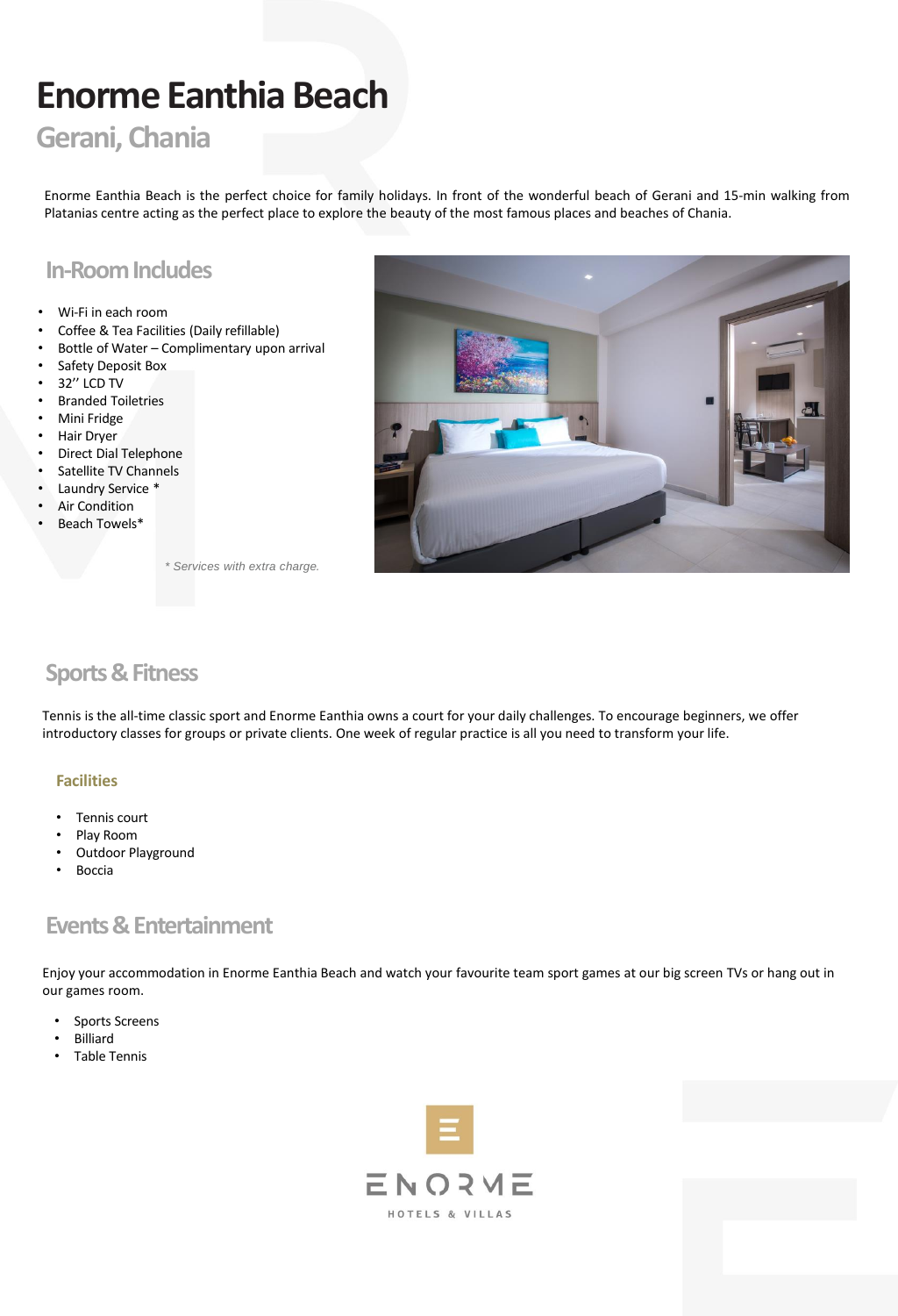# Enorme Eanthia Beach

## Gerani, Chania

Enorme Eanthia Beach is the perfect choice for family holidays. In front of the wonderful beach of Gerani and 15-min walking from Platanias centre acting as the perfect place to explore the beauty of the most famous places and beaches of Chania.

## In-Room Includes

- Wi-Fi in each room
- Coffee & Tea Facilities (Daily refillable)
- Bottle of Water – Complimentary upon arrival
- Safety Deposit Box
- 32'' LCD TV
- Branded Toiletries
- Mini Fridge
- Hair Dryer
- Direct Dial Telephone
- Satellite TV Channels
- Laundry Service *
- Air Condition
- Beach Towels*

*\* Services with extra charge.*

## Sports & Fitness

Tennis is the all-time classic sport and Enorme Eanthia owns a court for your daily challenges. To encourage beginners, we offer introductory classes for groups or private clients. One week of regular practice is all you need to transform your life.

### Facilities

- Tennis court
- Play Room
- Outdoor Playground
- Boccia

## Events & Entertainment

Enjoy your accommodation in Enorme Eanthia Beach and watch your favourite team sport games at our big screen TVs or hang out in our games room.

- Sports Screens
- Billiard
- Table Tennis

ENORME
HOTELS & VILLAS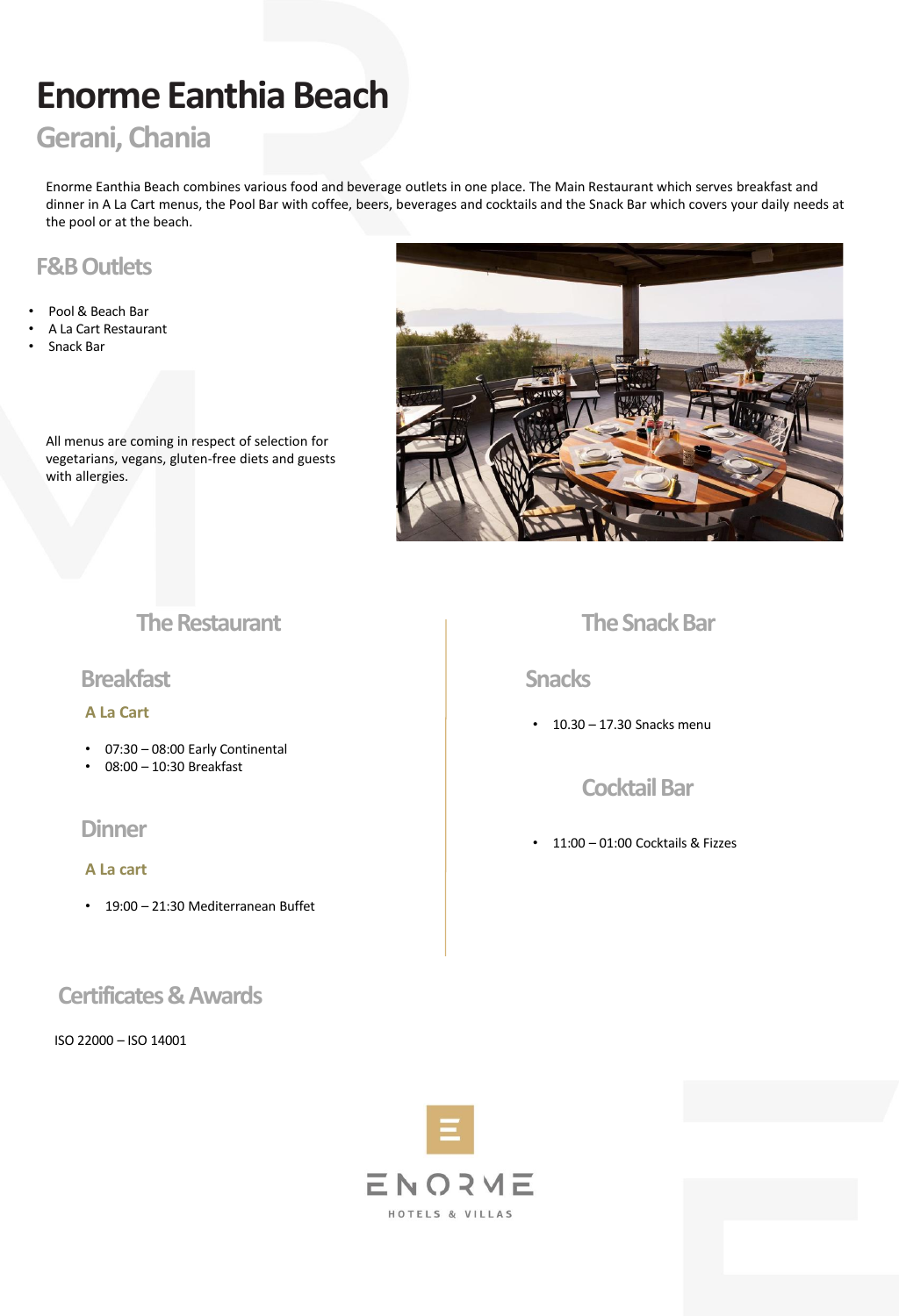# Enorme Eanthia Beach

## Gerani, Chania

Enorme Eanthia Beach combines various food and beverage outlets in one place. The Main Restaurant which serves breakfast and dinner in A La Cart menus, the Pool Bar with coffee, beers, beverages and cocktails and the Snack Bar which covers your daily needs at the pool or at the beach.

## F&B Outlets

- Pool & Beach Bar
- A La Cart Restaurant
- Snack Bar

All menus are coming in respect of selection for vegetarians, vegans, gluten-free diets and guests with allergies.

## The Restaurant

### Breakfast

**A La Cart**

- 07:30 – 08:00 Early Continental
- 08:00 – 10:30 Breakfast

### Dinner

**A La cart**

- 19:00 – 21:30 Mediterranean Buffet

## The Snack Bar

### Snacks

- 10.30 – 17.30 Snacks menu

### Cocktail Bar

- 11:00 – 01:00 Cocktails & Fizzes

## Certificates & Awards

ISO 22000 – ISO 14001

ENORME

HOTELS & VILLAS